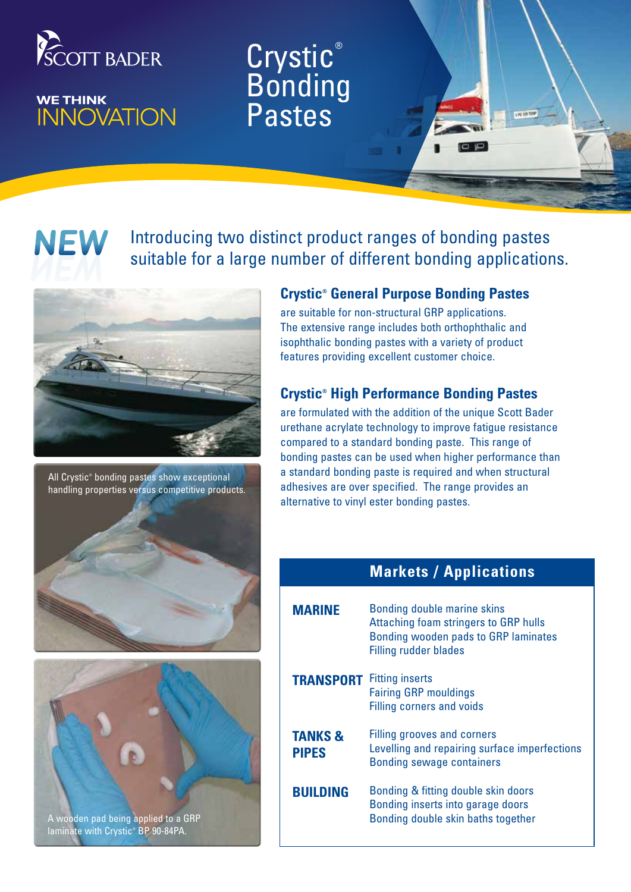SCOTT BADER

WE THINK INNOVATION

# Crystic® Bonding Pastes

**NEW**

Introducing two distinct product ranges of bonding pastes suitable for a large number of different bonding applications.

## Crystic® General Purpose Bonding Pastes

are suitable for non-structural GRP applications. The extensive range includes both orthophthalic and isophthalic bonding pastes with a variety of product features providing excellent customer choice.

## Crystic® High Performance Bonding Pastes

are formulated with the addition of the unique Scott Bader urethane acrylate technology to improve fatigue resistance compared to a standard bonding paste. This range of bonding pastes can be used when higher performance than a standard bonding paste is required and when structural adhesives are over specified. The range provides an alternative to vinyl ester bonding pastes.

All Crystic® bonding pastes show exceptional handling properties versus competitive products.

A wooden pad being applied to a GRP laminate with Crystic® BP 90-84PA.

| Markets / Applications | |
|---|---|
| **MARINE** | Bonding double marine skins<br>Attaching foam stringers to GRP hulls<br>Bonding wooden pads to GRP laminates<br>Filling rudder blades |
| **TRANSPORT** | Fitting inserts<br>Fairing GRP mouldings<br>Filling corners and voids |
| **TANKS & PIPES** | Filling grooves and corners<br>Levelling and repairing surface imperfections<br>Bonding sewage containers |
| **BUILDING** | Bonding & fitting double skin doors<br>Bonding inserts into garage doors<br>Bonding double skin baths together |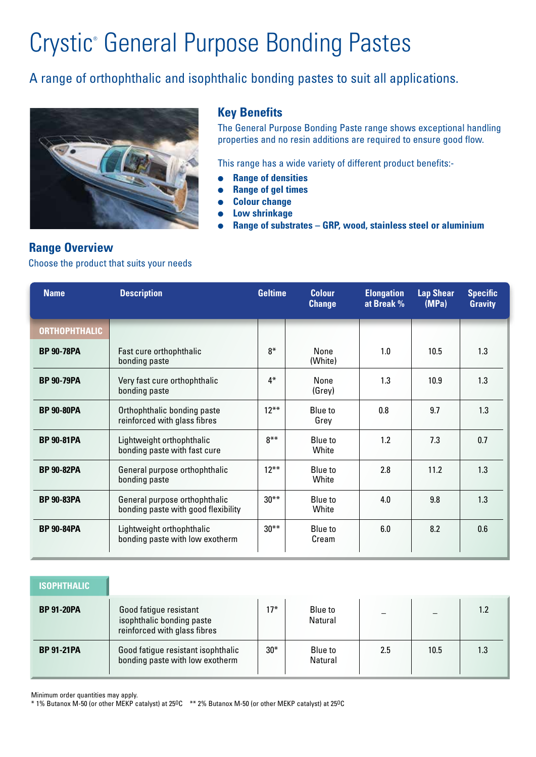# Crystic® General Purpose Bonding Pastes

## A range of orthophthalic and isophthalic bonding pastes to suit all applications.

### Key Benefits

The General Purpose Bonding Paste range shows exceptional handling properties and no resin additions are required to ensure good flow.

This range has a wide variety of different product benefits:-

- **Range of densities**
- **Range of gel times**
- **Colour change**
- **Low shrinkage**
- **Range of substrates – GRP, wood, stainless steel or aluminium**

### Range Overview

Choose the product that suits your needs

| Name | Description | Geltime | Colour Change | Elongation at Break % | Lap Shear (MPa) | Specific Gravity |
|---|---|---|---|---|---|---|
| **ORTHOPHTHALIC** | | | | | | |
| **BP 90-78PA** | Fast cure orthophthalic bonding paste | 8* | None (White) | 1.0 | 10.5 | 1.3 |
| **BP 90-79PA** | Very fast cure orthophthalic bonding paste | 4* | None (Grey) | 1.3 | 10.9 | 1.3 |
| **BP 90-80PA** | Orthophthalic bonding paste reinforced with glass fibres | 12** | Blue to Grey | 0.8 | 9.7 | 1.3 |
| **BP 90-81PA** | Lightweight orthophthalic bonding paste with fast cure | 8** | Blue to White | 1.2 | 7.3 | 0.7 |
| **BP 90-82PA** | General purpose orthophthalic bonding paste | 12** | Blue to White | 2.8 | 11.2 | 1.3 |
| **BP 90-83PA** | General purpose orthophthalic bonding paste with good flexibility | 30** | Blue to White | 4.0 | 9.8 | 1.3 |
| **BP 90-84PA** | Lightweight orthophthalic bonding paste with low exotherm | 30** | Blue to Cream | 6.0 | 8.2 | 0.6 |
| **ISOPHTHALIC** | | | | | | |
| **BP 91-20PA** | Good fatigue resistant isophthalic bonding paste reinforced with glass fibres | 17* | Blue to Natural | – | – | 1.2 |
| **BP 91-21PA** | Good fatigue resistant isophthalic bonding paste with low exotherm | 30* | Blue to Natural | 2.5 | 10.5 | 1.3 |

Minimum order quantities may apply.

* 1% Butanox M-50 (or other MEKP catalyst) at 25⁰C ** 2% Butanox M-50 (or other MEKP catalyst) at 25⁰C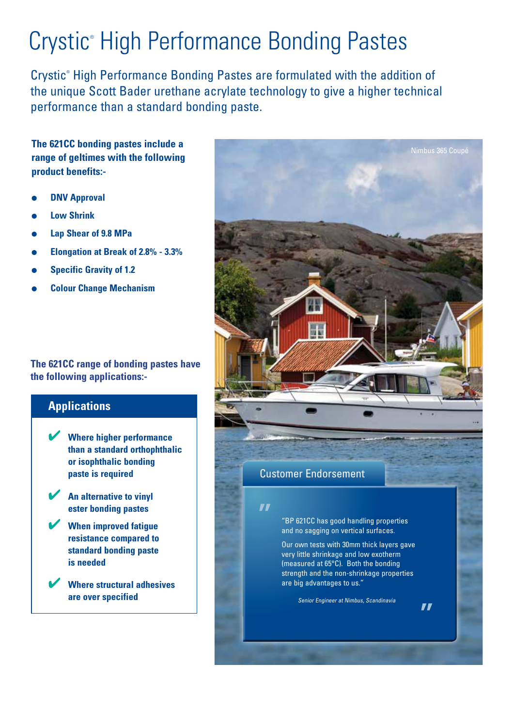# Crystic® High Performance Bonding Pastes

Crystic® High Performance Bonding Pastes are formulated with the addition of the unique Scott Bader urethane acrylate technology to give a higher technical performance than a standard bonding paste.

**The 621CC bonding pastes include a range of geltimes with the following product benefits:-**

- **DNV Approval**
- **Low Shrink**
- **Lap Shear of 9.8 MPa**
- **Elongation at Break of 2.8% - 3.3%**
- **Specific Gravity of 1.2**
- **Colour Change Mechanism**

**The 621CC range of bonding pastes have the following applications:-**

## Applications

- ✔ **Where higher performance than a standard orthophthalic or isophthalic bonding paste is required**
- ✔ **An alternative to vinyl ester bonding pastes**
- ✔ **When improved fatigue resistance compared to standard bonding paste is needed**
- ✔ **Where structural adhesives are over specified**

Nimbus 365 Coupé

## Customer Endorsement

"BP 621CC has good handling properties and no sagging on vertical surfaces.

Our own tests with 30mm thick layers gave very little shrinkage and low exotherm (measured at 65°C). Both the bonding strength and the non-shrinkage properties are big advantages to us."

*Senior Engineer at Nimbus, Scandinavia*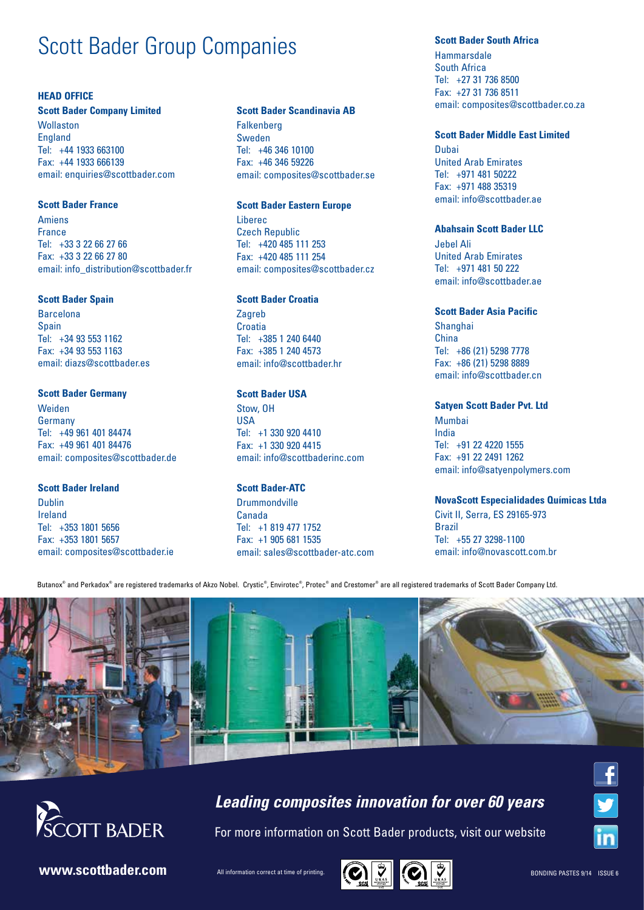# Scott Bader Group Companies

**HEAD OFFICE**

**Scott Bader Company Limited**
Wollaston
England
Tel: +44 1933 663100
Fax: +44 1933 666139
email: enquiries@scottbader.com

**Scott Bader France**
Amiens
France
Tel: +33 3 22 66 27 66
Fax: +33 3 22 66 27 80
email: info_distribution@scottbader.fr

**Scott Bader Spain**
Barcelona
Spain
Tel: +34 93 553 1162
Fax: +34 93 553 1163
email: diazs@scottbader.es

**Scott Bader Germany**
Weiden
Germany
Tel: +49 961 401 84474
Fax: +49 961 401 84476
email: composites@scottbader.de

**Scott Bader Ireland**
Dublin
Ireland
Tel: +353 1801 5656
Fax: +353 1801 5657
email: composites@scottbader.ie

**Scott Bader Scandinavia AB**
Falkenberg
Sweden
Tel: +46 346 10100
Fax: +46 346 59226
email: composites@scottbader.se

**Scott Bader Eastern Europe**
Liberec
Czech Republic
Tel: +420 485 111 253
Fax: +420 485 111 254
email: composites@scottbader.cz

**Scott Bader Croatia**
Zagreb
Croatia
Tel: +385 1 240 6440
Fax: +385 1 240 4573
email: info@scottbader.hr

**Scott Bader USA**
Stow, OH
USA
Tel: +1 330 920 4410
Fax: +1 330 920 4415
email: info@scottbaderinc.com

**Scott Bader-ATC**
Drummondville
Canada
Tel: +1 819 477 1752
Fax: +1 905 681 1535
email: sales@scottbader-atc.com

**Scott Bader South Africa**
Hammarsdale
South Africa
Tel: +27 31 736 8500
Fax: +27 31 736 8511
email: composites@scottbader.co.za

**Scott Bader Middle East Limited**
Dubai
United Arab Emirates
Tel: +971 481 50222
Fax: +971 488 35319
email: info@scottbader.ae

**Abahsain Scott Bader LLC**
Jebel Ali
United Arab Emirates
Tel: +971 481 50 222
email: info@scottbader.ae

**Scott Bader Asia Pacific**
Shanghai
China
Tel: +86 (21) 5298 7778
Fax: +86 (21) 5298 8889
email: info@scottbader.cn

**Satyen Scott Bader Pvt. Ltd**
Mumbai
India
Tel: +91 22 4220 1555
Fax: +91 22 2491 1262
email: info@satyenpolymers.com

**NovaScott Especialidades Químicas Ltda**
Civit II, Serra, ES 29165-973
Brazil
Tel: +55 27 3298-1100
email: info@novascott.com.br

Butanox® and Perkadox® are registered trademarks of Akzo Nobel. Crystic®, Envirotec®, Protec® and Crestomer® are all registered trademarks of Scott Bader Company Ltd.

SCOTT BADER

***Leading composites innovation for over 60 years***

For more information on Scott Bader products, visit our website

**www.scottbader.com**

All information correct at time of printing.

BONDING PASTES 9/14 ISSUE 6